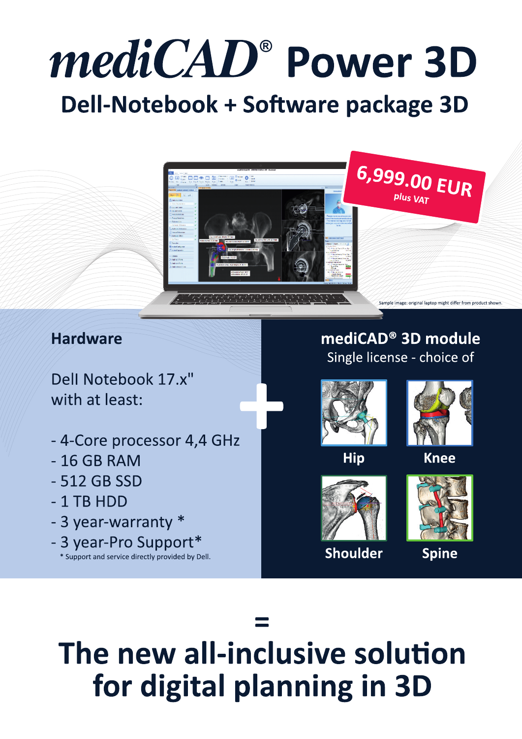# mediCAD® Power 3D

## Dell-Notebook + Software package 3D

**6,999.00 EUR**
plus VAT

Sample image: original laptop might differ from product shown.

### Hardware

Dell Notebook 17.x"
with at least:

- 4-Core processor 4,4 GHz
- 16 GB RAM
- 512 GB SSD
- 1 TB HDD
- 3 year-warranty *
- 3 year-Pro Support*

\* Support and service directly provided by Dell.

+

### mediCAD® 3D module

Single license - choice of

- Hip
- Knee
- Shoulder
- Spine

=

## The new all-inclusive solution for digital planning in 3D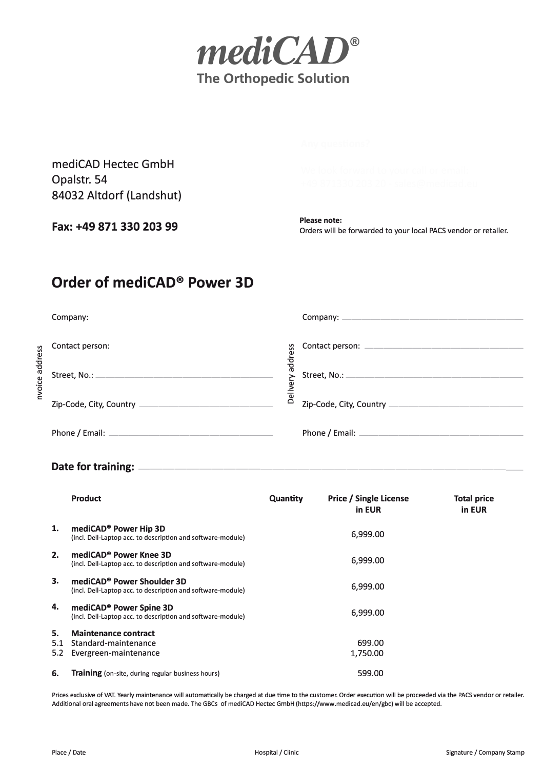# mediCAD®

## The Orthopedic Solution

mediCAD Hectec GmbH
Opalstr. 54
84032 Altdorf (Landshut)

**Fax: +49 871 330 203 99**

Any questions?

We look forward to your call or email
+49 871330 203 20 · sales@medicad.eu

**Please note:**
Orders will be forwarded to your local PACS vendor or retailer.

## Order of mediCAD® Power 3D

Invoice address

Company:

Contact person:

Street, No.:

Zip-Code, City, Country

Phone / Email:

Delivery address

Company:

Contact person:

Street, No.:

Zip-Code, City, Country

Phone / Email:

**Date for training:**

| | Product | Quantity | Price / Single License in EUR | Total price in EUR |
|---|---|---|---|---|
| 1. | **mediCAD® Power Hip 3D** (incl. Dell-Laptop acc. to description and software-module) | | 6,999.00 | |
| 2. | **mediCAD® Power Knee 3D** (incl. Dell-Laptop acc. to description and software-module) | | 6,999.00 | |
| 3. | **mediCAD® Power Shoulder 3D** (incl. Dell-Laptop acc. to description and software-module) | | 6,999.00 | |
| 4. | **mediCAD® Power Spine 3D** (incl. Dell-Laptop acc. to description and software-module) | | 6,999.00 | |
| 5. | **Maintenance contract** | | | |
| 5.1 | Standard-maintenance | | 699.00 | |
| 5.2 | Evergreen-maintenance | | 1,750.00 | |
| 6. | **Training** (on-site, during regular business hours) | | 599.00 | |

Prices exclusive of VAT. Yearly maintenance will automatically be charged at due time to the customer. Order execution will be proceeded via the PACS vendor or retailer. Additional oral agreements have not been made. The GBCs of mediCAD Hectec GmbH (https://www.medicad.eu/en/gbc) will be accepted.

Place / Date

Hospital / Clinic

Signature / Company Stamp